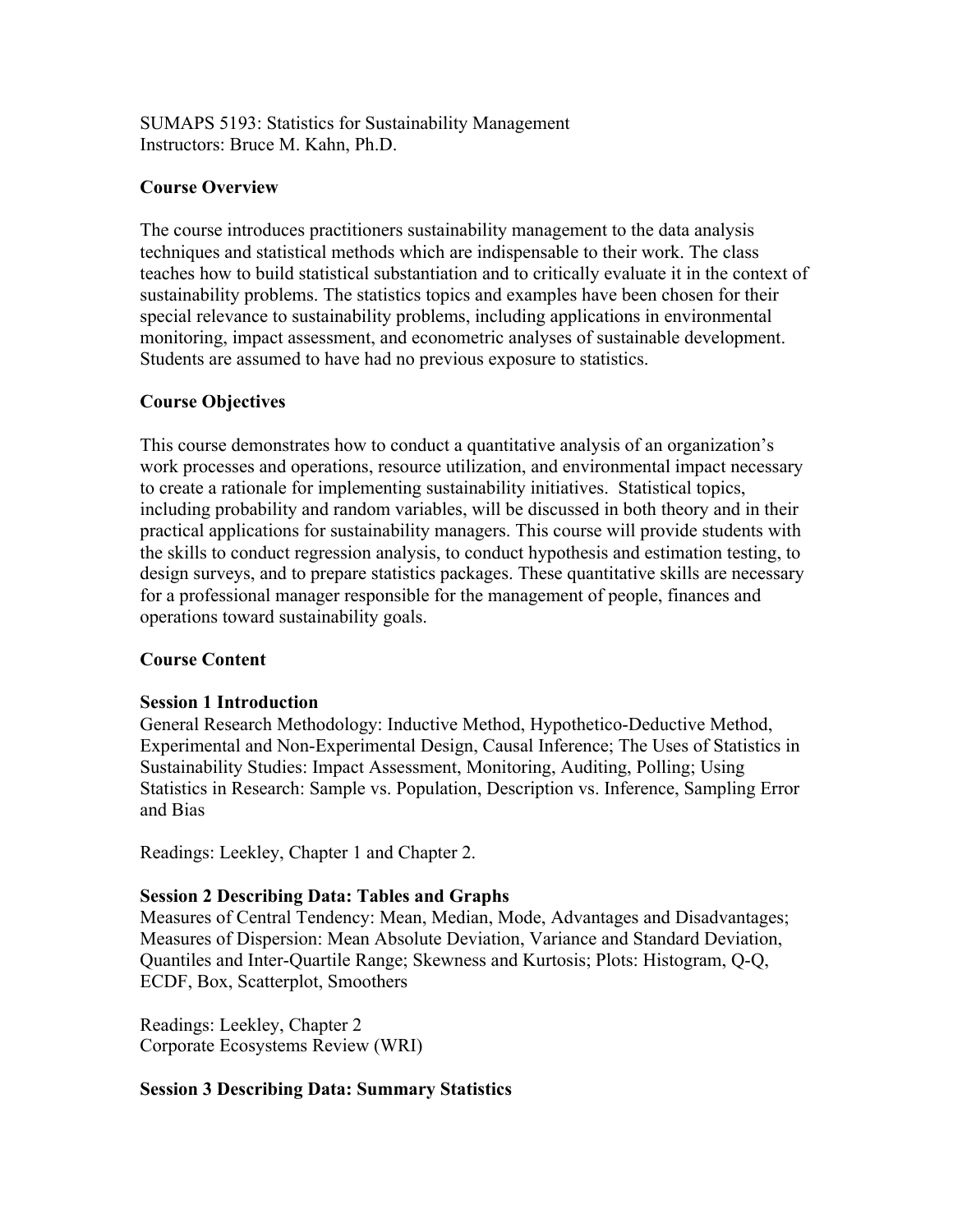SUMAPS 5193: Statistics for Sustainability Management
Instructors: Bruce M. Kahn, Ph.D.

## Course Overview

The course introduces practitioners sustainability management to the data analysis techniques and statistical methods which are indispensable to their work. The class teaches how to build statistical substantiation and to critically evaluate it in the context of sustainability problems. The statistics topics and examples have been chosen for their special relevance to sustainability problems, including applications in environmental monitoring, impact assessment, and econometric analyses of sustainable development. Students are assumed to have had no previous exposure to statistics.

## Course Objectives

This course demonstrates how to conduct a quantitative analysis of an organization's work processes and operations, resource utilization, and environmental impact necessary to create a rationale for implementing sustainability initiatives. Statistical topics, including probability and random variables, will be discussed in both theory and in their practical applications for sustainability managers. This course will provide students with the skills to conduct regression analysis, to conduct hypothesis and estimation testing, to design surveys, and to prepare statistics packages. These quantitative skills are necessary for a professional manager responsible for the management of people, finances and operations toward sustainability goals.

## Course Content

### Session 1 Introduction

General Research Methodology: Inductive Method, Hypothetico-Deductive Method, Experimental and Non-Experimental Design, Causal Inference; The Uses of Statistics in Sustainability Studies: Impact Assessment, Monitoring, Auditing, Polling; Using Statistics in Research: Sample vs. Population, Description vs. Inference, Sampling Error and Bias

Readings: Leekley, Chapter 1 and Chapter 2.

### Session 2 Describing Data: Tables and Graphs

Measures of Central Tendency: Mean, Median, Mode, Advantages and Disadvantages; Measures of Dispersion: Mean Absolute Deviation, Variance and Standard Deviation, Quantiles and Inter-Quartile Range; Skewness and Kurtosis; Plots: Histogram, Q-Q, ECDF, Box, Scatterplot, Smoothers

Readings: Leekley, Chapter 2
Corporate Ecosystems Review (WRI)

### Session 3 Describing Data: Summary Statistics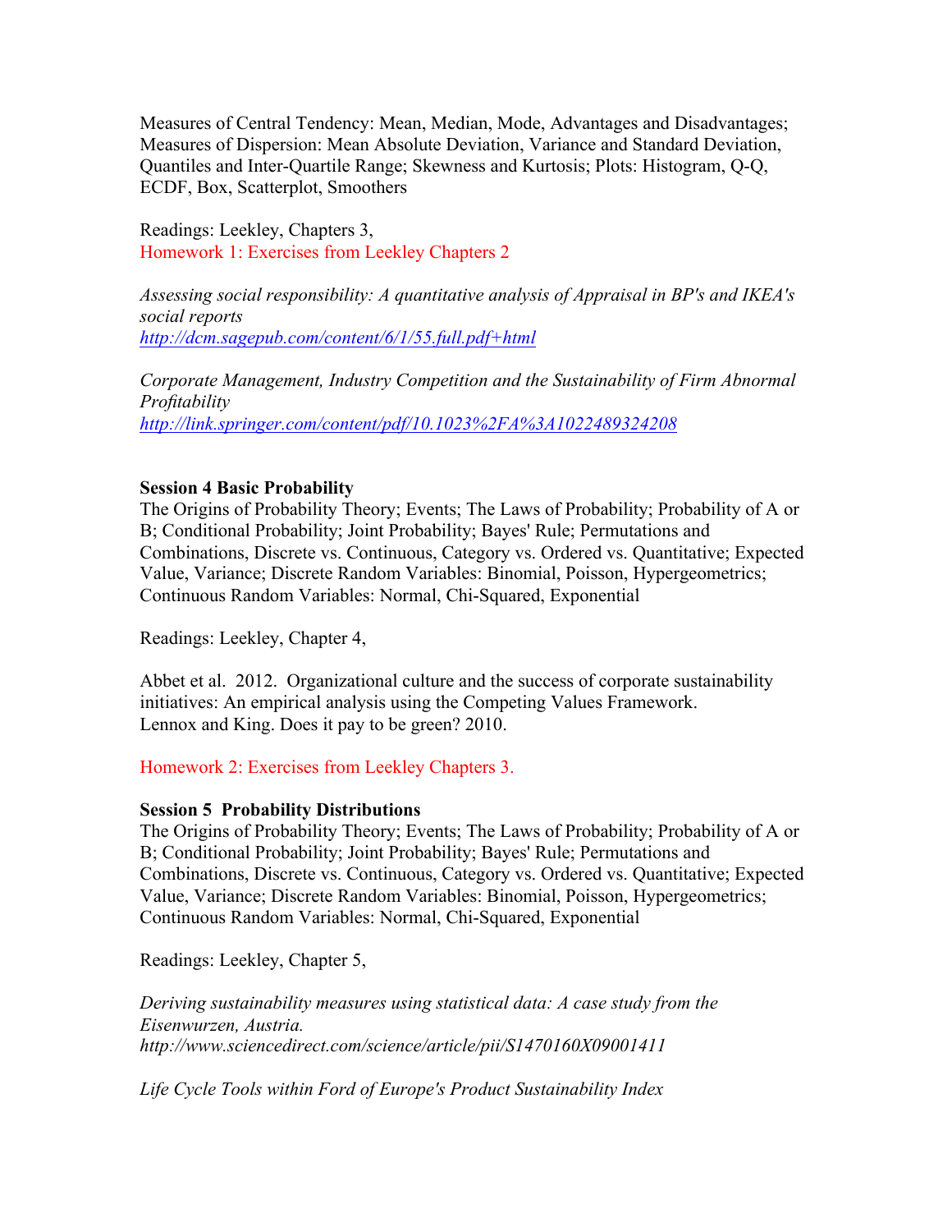Measures of Central Tendency: Mean, Median, Mode, Advantages and Disadvantages; Measures of Dispersion: Mean Absolute Deviation, Variance and Standard Deviation, Quantiles and Inter-Quartile Range; Skewness and Kurtosis; Plots: Histogram, Q-Q, ECDF, Box, Scatterplot, Smoothers

Readings: Leekley, Chapters 3,
Homework 1: Exercises from Leekley Chapters 2

*Assessing social responsibility: A quantitative analysis of Appraisal in BP's and IKEA's social reports*
[http://dcm.sagepub.com/content/6/1/55.full.pdf+html](http://dcm.sagepub.com/content/6/1/55.full.pdf+html)

*Corporate Management, Industry Competition and the Sustainability of Firm Abnormal Profitability*
[http://link.springer.com/content/pdf/10.1023%2FA%3A1022489324208](http://link.springer.com/content/pdf/10.1023%2FA%3A1022489324208)

**Session 4 Basic Probability**
The Origins of Probability Theory; Events; The Laws of Probability; Probability of A or B; Conditional Probability; Joint Probability; Bayes' Rule; Permutations and Combinations, Discrete vs. Continuous, Category vs. Ordered vs. Quantitative; Expected Value, Variance; Discrete Random Variables: Binomial, Poisson, Hypergeometrics; Continuous Random Variables: Normal, Chi-Squared, Exponential

Readings: Leekley, Chapter 4,

Abbet et al. 2012. Organizational culture and the success of corporate sustainability initiatives: An empirical analysis using the Competing Values Framework.
Lennox and King. Does it pay to be green? 2010.

Homework 2: Exercises from Leekley Chapters 3.

**Session 5 Probability Distributions**
The Origins of Probability Theory; Events; The Laws of Probability; Probability of A or B; Conditional Probability; Joint Probability; Bayes' Rule; Permutations and Combinations, Discrete vs. Continuous, Category vs. Ordered vs. Quantitative; Expected Value, Variance; Discrete Random Variables: Binomial, Poisson, Hypergeometrics; Continuous Random Variables: Normal, Chi-Squared, Exponential

Readings: Leekley, Chapter 5,

*Deriving sustainability measures using statistical data: A case study from the Eisenwurzen, Austria.*
*http://www.sciencedirect.com/science/article/pii/S1470160X09001411*

*Life Cycle Tools within Ford of Europe's Product Sustainability Index*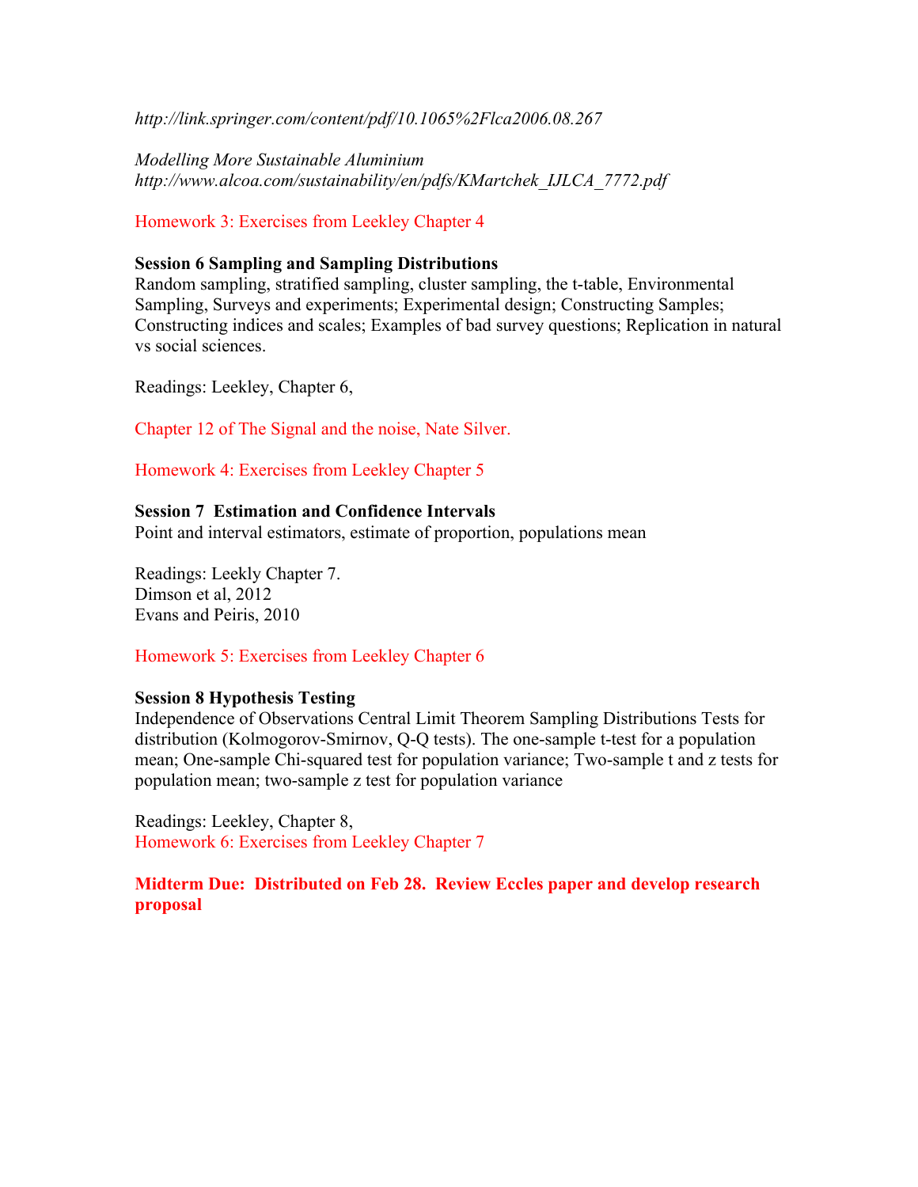*http://link.springer.com/content/pdf/10.1065%2Flca2006.08.267*

*Modelling More Sustainable Aluminium*
*http://www.alcoa.com/sustainability/en/pdfs/KMartchek_IJLCA_7772.pdf*

Homework 3: Exercises from Leekley Chapter 4

**Session 6 Sampling and Sampling Distributions**
Random sampling, stratified sampling, cluster sampling, the t-table, Environmental Sampling, Surveys and experiments; Experimental design; Constructing Samples; Constructing indices and scales; Examples of bad survey questions; Replication in natural vs social sciences.

Readings: Leekley, Chapter 6,

Chapter 12 of The Signal and the noise, Nate Silver.

Homework 4: Exercises from Leekley Chapter 5

**Session 7 Estimation and Confidence Intervals**
Point and interval estimators, estimate of proportion, populations mean

Readings: Leekly Chapter 7.
Dimson et al, 2012
Evans and Peiris, 2010

Homework 5: Exercises from Leekley Chapter 6

**Session 8 Hypothesis Testing**
Independence of Observations Central Limit Theorem Sampling Distributions Tests for distribution (Kolmogorov-Smirnov, Q-Q tests). The one-sample t-test for a population mean; One-sample Chi-squared test for population variance; Two-sample t and z tests for population mean; two-sample z test for population variance

Readings: Leekley, Chapter 8,
Homework 6: Exercises from Leekley Chapter 7

**Midterm Due: Distributed on Feb 28. Review Eccles paper and develop research proposal**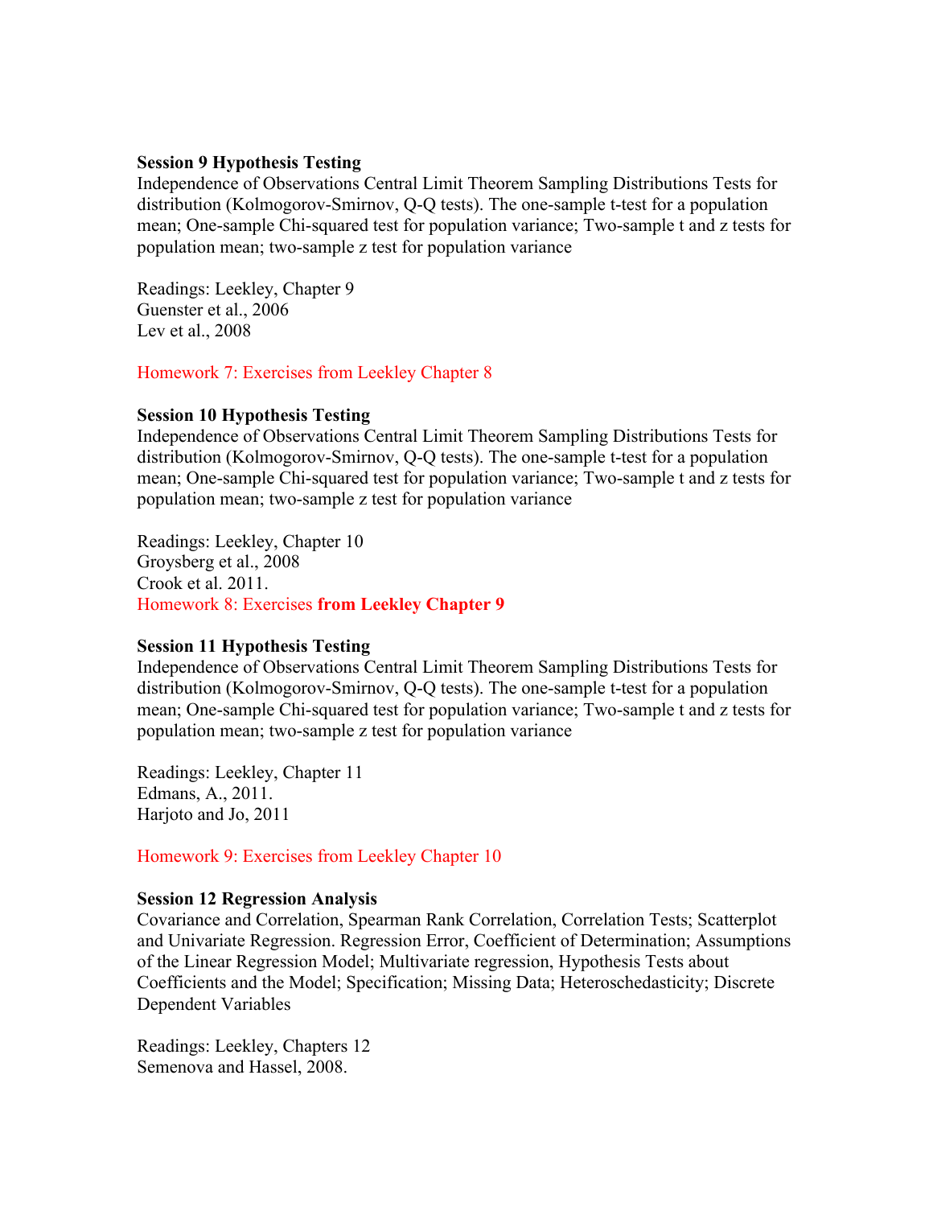**Session 9 Hypothesis Testing**
Independence of Observations Central Limit Theorem Sampling Distributions Tests for distribution (Kolmogorov-Smirnov, Q-Q tests). The one-sample t-test for a population mean; One-sample Chi-squared test for population variance; Two-sample t and z tests for population mean; two-sample z test for population variance

Readings: Leekley, Chapter 9
Guenster et al., 2006
Lev et al., 2008

Homework 7: Exercises from Leekley Chapter 8

**Session 10 Hypothesis Testing**
Independence of Observations Central Limit Theorem Sampling Distributions Tests for distribution (Kolmogorov-Smirnov, Q-Q tests). The one-sample t-test for a population mean; One-sample Chi-squared test for population variance; Two-sample t and z tests for population mean; two-sample z test for population variance

Readings: Leekley, Chapter 10
Groysberg et al., 2008
Crook et al. 2011.
Homework 8: Exercises **from Leekley Chapter 9**

**Session 11 Hypothesis Testing**
Independence of Observations Central Limit Theorem Sampling Distributions Tests for distribution (Kolmogorov-Smirnov, Q-Q tests). The one-sample t-test for a population mean; One-sample Chi-squared test for population variance; Two-sample t and z tests for population mean; two-sample z test for population variance

Readings: Leekley, Chapter 11
Edmans, A., 2011.
Harjoto and Jo, 2011

Homework 9: Exercises from Leekley Chapter 10

**Session 12 Regression Analysis**
Covariance and Correlation, Spearman Rank Correlation, Correlation Tests; Scatterplot and Univariate Regression. Regression Error, Coefficient of Determination; Assumptions of the Linear Regression Model; Multivariate regression, Hypothesis Tests about Coefficients and the Model; Specification; Missing Data; Heteroschedasticity; Discrete Dependent Variables

Readings: Leekley, Chapters 12
Semenova and Hassel, 2008.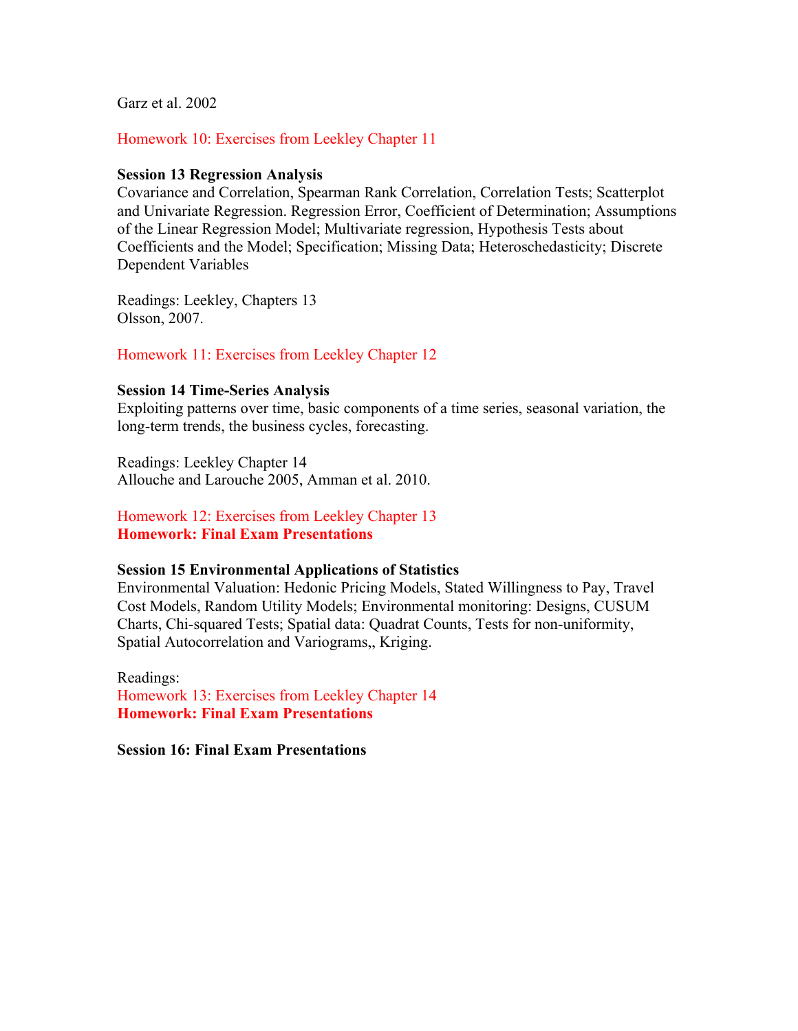Garz et al. 2002

Homework 10: Exercises from Leekley Chapter 11

**Session 13 Regression Analysis**
Covariance and Correlation, Spearman Rank Correlation, Correlation Tests; Scatterplot and Univariate Regression. Regression Error, Coefficient of Determination; Assumptions of the Linear Regression Model; Multivariate regression, Hypothesis Tests about Coefficients and the Model; Specification; Missing Data; Heteroschedasticity; Discrete Dependent Variables

Readings: Leekley, Chapters 13
Olsson, 2007.

Homework 11: Exercises from Leekley Chapter 12

**Session 14 Time-Series Analysis**
Exploiting patterns over time, basic components of a time series, seasonal variation, the long-term trends, the business cycles, forecasting.

Readings: Leekley Chapter 14
Allouche and Larouche 2005, Amman et al. 2010.

Homework 12: Exercises from Leekley Chapter 13
**Homework: Final Exam Presentations**

**Session 15 Environmental Applications of Statistics**
Environmental Valuation: Hedonic Pricing Models, Stated Willingness to Pay, Travel Cost Models, Random Utility Models; Environmental monitoring: Designs, CUSUM Charts, Chi-squared Tests; Spatial data: Quadrat Counts, Tests for non-uniformity, Spatial Autocorrelation and Variograms,, Kriging.

Readings:
Homework 13: Exercises from Leekley Chapter 14
**Homework: Final Exam Presentations**

**Session 16: Final Exam Presentations**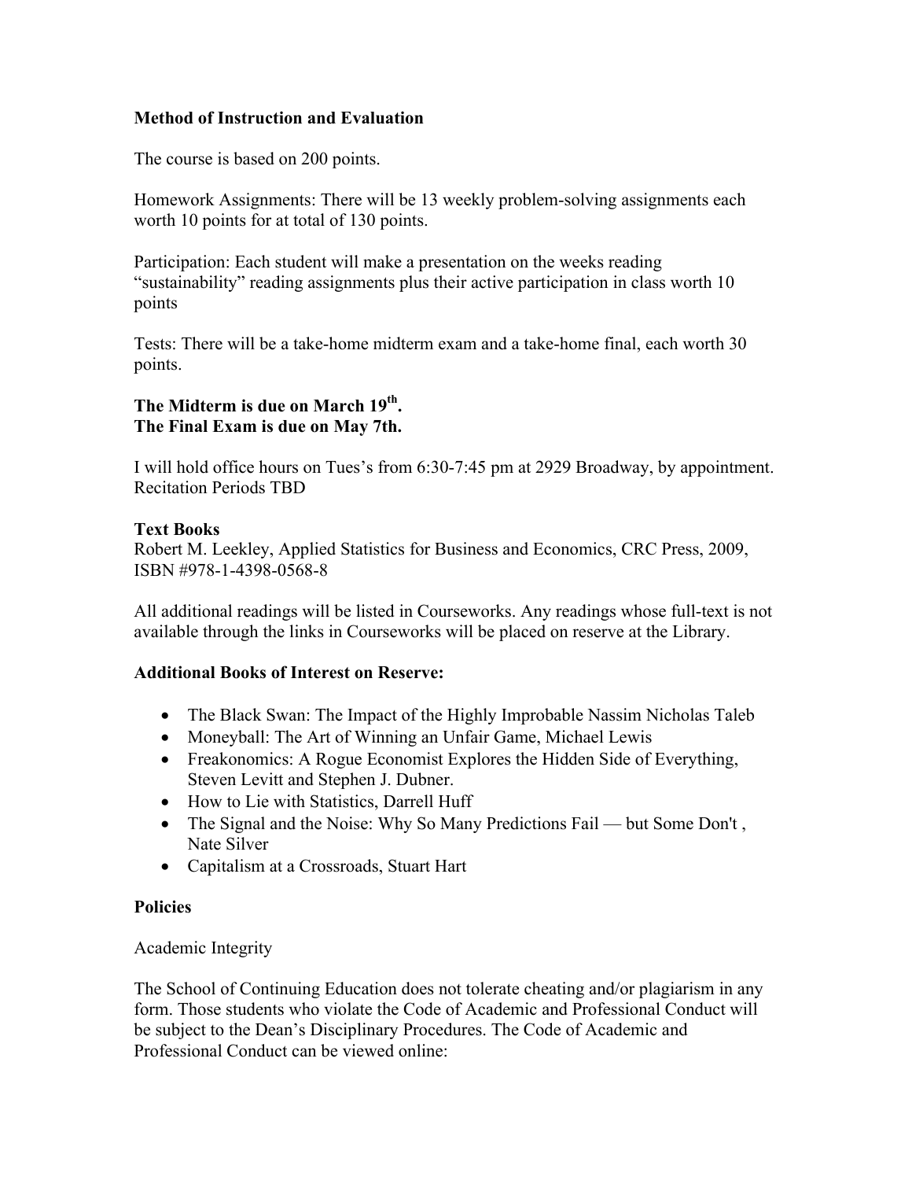### Method of Instruction and Evaluation

The course is based on 200 points.

Homework Assignments: There will be 13 weekly problem-solving assignments each worth 10 points for at total of 130 points.

Participation: Each student will make a presentation on the weeks reading "sustainability" reading assignments plus their active participation in class worth 10 points

Tests: There will be a take-home midterm exam and a take-home final, each worth 30 points.

**The Midterm is due on March 19th.**
**The Final Exam is due on May 7th.**

I will hold office hours on Tues's from 6:30-7:45 pm at 2929 Broadway, by appointment.
Recitation Periods TBD

### Text Books

Robert M. Leekley, Applied Statistics for Business and Economics, CRC Press, 2009, ISBN #978-1-4398-0568-8

All additional readings will be listed in Courseworks. Any readings whose full-text is not available through the links in Courseworks will be placed on reserve at the Library.

### Additional Books of Interest on Reserve:

- The Black Swan: The Impact of the Highly Improbable Nassim Nicholas Taleb
- Moneyball: The Art of Winning an Unfair Game, Michael Lewis
- Freakonomics: A Rogue Economist Explores the Hidden Side of Everything, Steven Levitt and Stephen J. Dubner.
- How to Lie with Statistics, Darrell Huff
- The Signal and the Noise: Why So Many Predictions Fail — but Some Don't , Nate Silver
- Capitalism at a Crossroads, Stuart Hart

### Policies

Academic Integrity

The School of Continuing Education does not tolerate cheating and/or plagiarism in any form. Those students who violate the Code of Academic and Professional Conduct will be subject to the Dean's Disciplinary Procedures. The Code of Academic and Professional Conduct can be viewed online: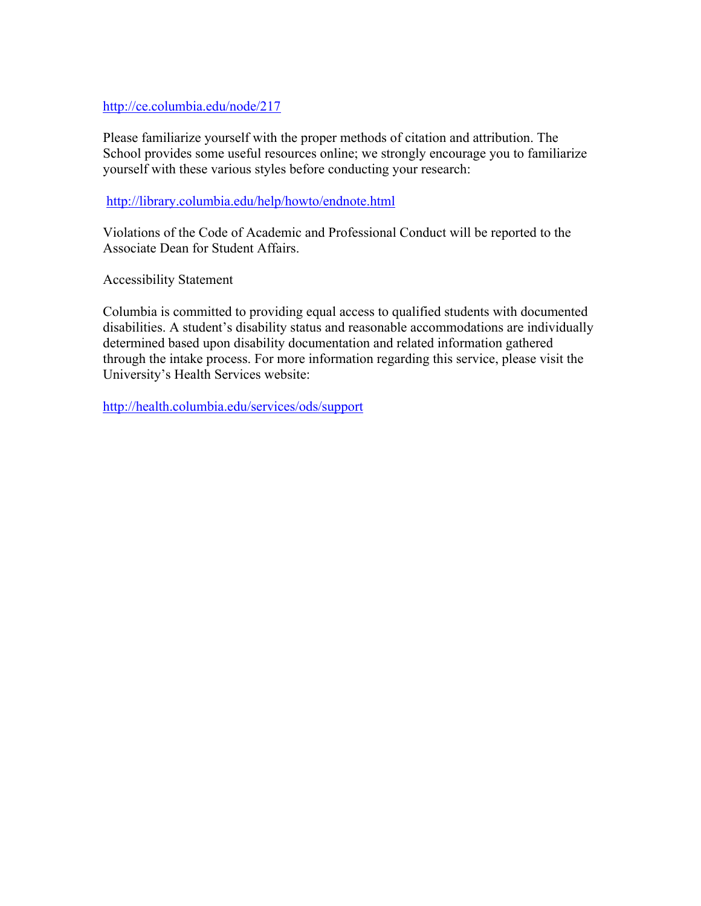http://ce.columbia.edu/node/217

Please familiarize yourself with the proper methods of citation and attribution. The School provides some useful resources online; we strongly encourage you to familiarize yourself with these various styles before conducting your research:

http://library.columbia.edu/help/howto/endnote.html

Violations of the Code of Academic and Professional Conduct will be reported to the Associate Dean for Student Affairs.

Accessibility Statement

Columbia is committed to providing equal access to qualified students with documented disabilities. A student's disability status and reasonable accommodations are individually determined based upon disability documentation and related information gathered through the intake process. For more information regarding this service, please visit the University's Health Services website:

http://health.columbia.edu/services/ods/support